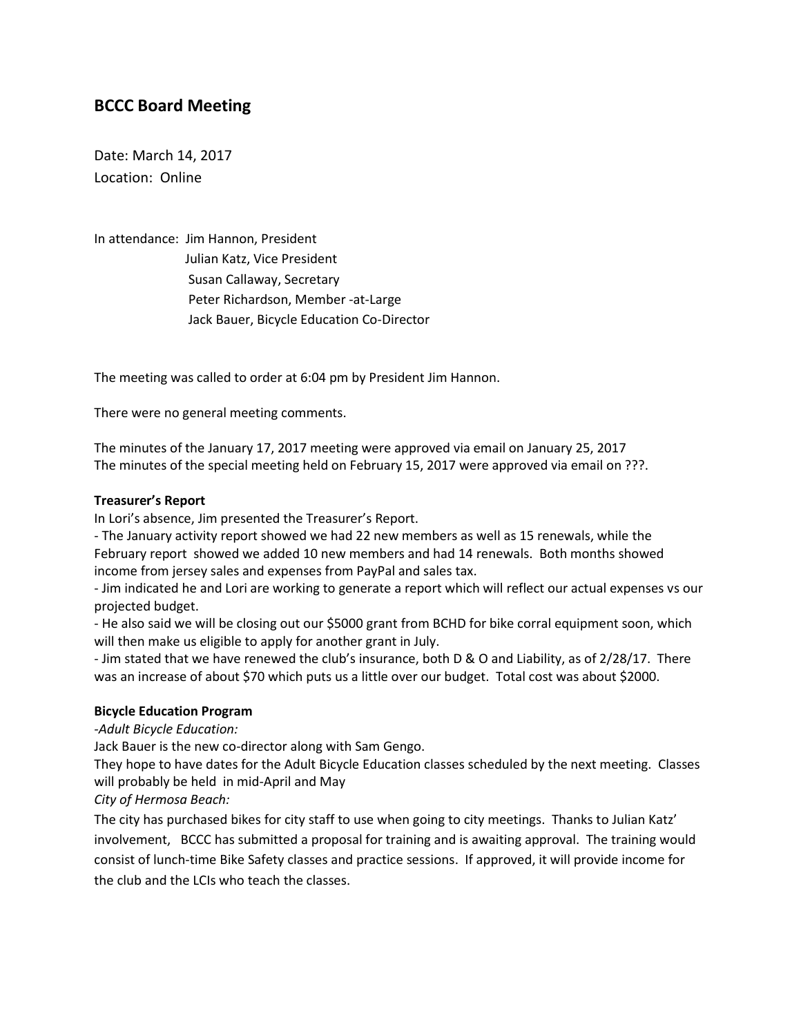## BCCC Board Meeting

Date: March 14, 2017
Location: Online

In attendance: Jim Hannon, President
Julian Katz, Vice President
Susan Callaway, Secretary
Peter Richardson, Member -at-Large
Jack Bauer, Bicycle Education Co-Director

The meeting was called to order at 6:04 pm by President Jim Hannon.

There were no general meeting comments.

The minutes of the January 17, 2017 meeting were approved via email on January 25, 2017
The minutes of the special meeting held on February 15, 2017 were approved via email on ???.

**Treasurer's Report**

In Lori's absence, Jim presented the Treasurer's Report.

- The January activity report showed we had 22 new members as well as 15 renewals, while the February report showed we added 10 new members and had 14 renewals. Both months showed income from jersey sales and expenses from PayPal and sales tax.
- Jim indicated he and Lori are working to generate a report which will reflect our actual expenses vs our projected budget.
- He also said we will be closing out our $5000 grant from BCHD for bike corral equipment soon, which will then make us eligible to apply for another grant in July.
- Jim stated that we have renewed the club's insurance, both D & O and Liability, as of 2/28/17. There was an increase of about $70 which puts us a little over our budget. Total cost was about $2000.

**Bicycle Education Program**

*-Adult Bicycle Education:*

Jack Bauer is the new co-director along with Sam Gengo.

They hope to have dates for the Adult Bicycle Education classes scheduled by the next meeting. Classes will probably be held in mid-April and May

*City of Hermosa Beach:*

The city has purchased bikes for city staff to use when going to city meetings. Thanks to Julian Katz' involvement, BCCC has submitted a proposal for training and is awaiting approval. The training would consist of lunch-time Bike Safety classes and practice sessions. If approved, it will provide income for the club and the LCIs who teach the classes.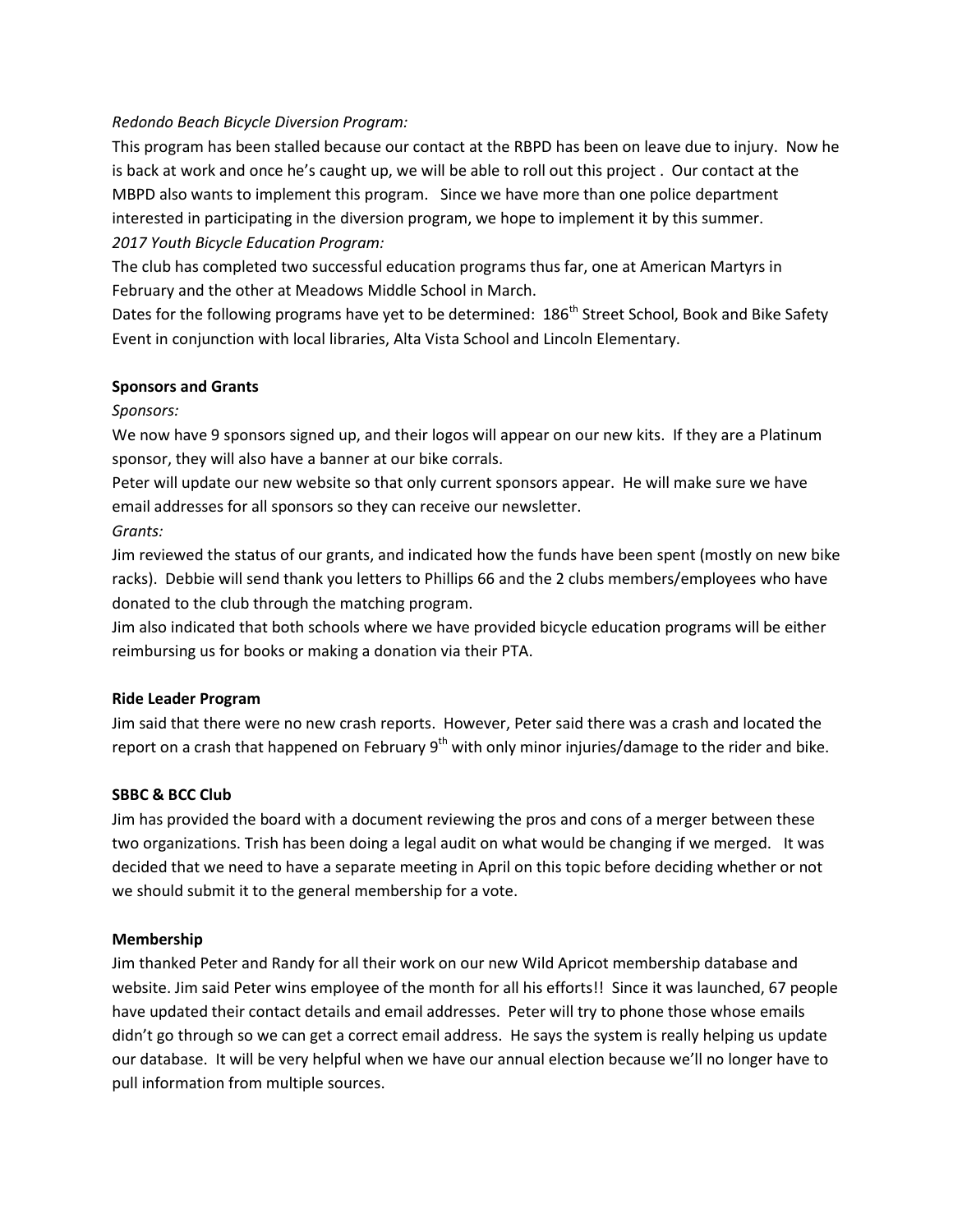*Redondo Beach Bicycle Diversion Program:*

This program has been stalled because our contact at the RBPD has been on leave due to injury. Now he is back at work and once he's caught up, we will be able to roll out this project . Our contact at the MBPD also wants to implement this program. Since we have more than one police department interested in participating in the diversion program, we hope to implement it by this summer.

*2017 Youth Bicycle Education Program:*

The club has completed two successful education programs thus far, one at American Martyrs in February and the other at Meadows Middle School in March.

Dates for the following programs have yet to be determined: 186th Street School, Book and Bike Safety Event in conjunction with local libraries, Alta Vista School and Lincoln Elementary.

**Sponsors and Grants**

*Sponsors:*

We now have 9 sponsors signed up, and their logos will appear on our new kits. If they are a Platinum sponsor, they will also have a banner at our bike corrals.

Peter will update our new website so that only current sponsors appear. He will make sure we have email addresses for all sponsors so they can receive our newsletter.

*Grants:*

Jim reviewed the status of our grants, and indicated how the funds have been spent (mostly on new bike racks). Debbie will send thank you letters to Phillips 66 and the 2 clubs members/employees who have donated to the club through the matching program.

Jim also indicated that both schools where we have provided bicycle education programs will be either reimbursing us for books or making a donation via their PTA.

**Ride Leader Program**

Jim said that there were no new crash reports. However, Peter said there was a crash and located the report on a crash that happened on February 9th with only minor injuries/damage to the rider and bike.

**SBBC & BCC Club**

Jim has provided the board with a document reviewing the pros and cons of a merger between these two organizations. Trish has been doing a legal audit on what would be changing if we merged. It was decided that we need to have a separate meeting in April on this topic before deciding whether or not we should submit it to the general membership for a vote.

**Membership**

Jim thanked Peter and Randy for all their work on our new Wild Apricot membership database and website. Jim said Peter wins employee of the month for all his efforts!! Since it was launched, 67 people have updated their contact details and email addresses. Peter will try to phone those whose emails didn't go through so we can get a correct email address. He says the system is really helping us update our database. It will be very helpful when we have our annual election because we'll no longer have to pull information from multiple sources.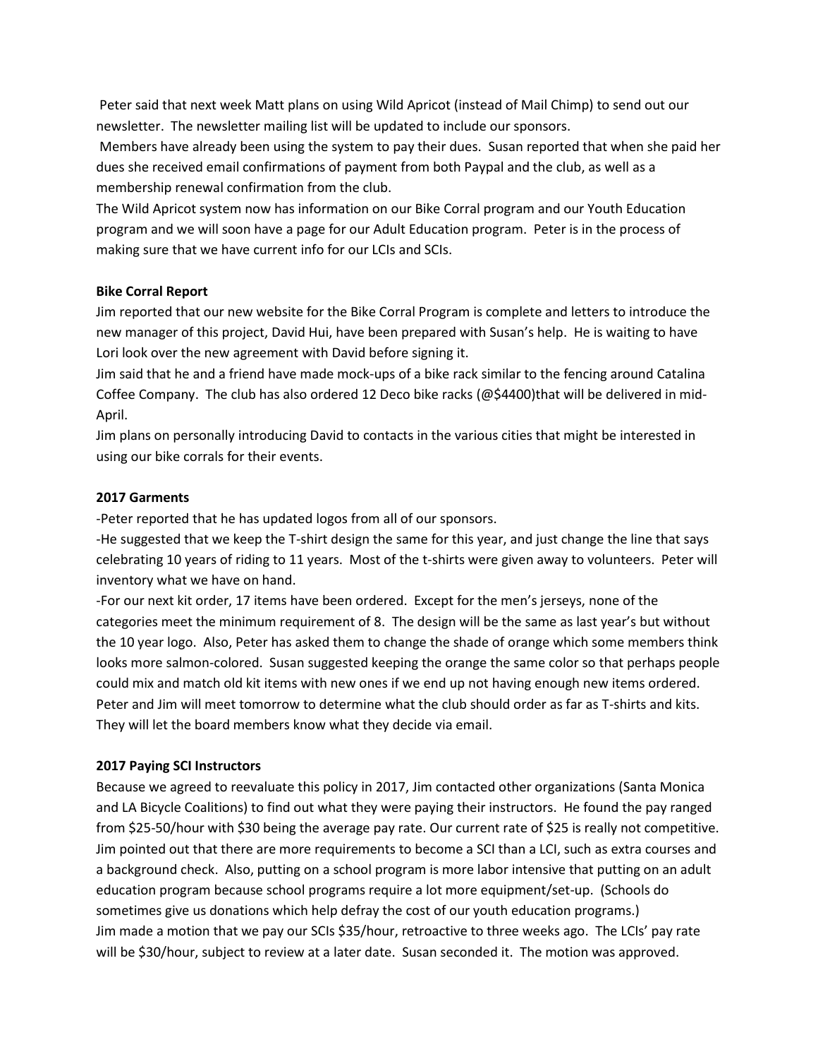Peter said that next week Matt plans on using Wild Apricot (instead of Mail Chimp) to send out our newsletter. The newsletter mailing list will be updated to include our sponsors.

Members have already been using the system to pay their dues. Susan reported that when she paid her dues she received email confirmations of payment from both Paypal and the club, as well as a membership renewal confirmation from the club.

The Wild Apricot system now has information on our Bike Corral program and our Youth Education program and we will soon have a page for our Adult Education program. Peter is in the process of making sure that we have current info for our LCIs and SCIs.

**Bike Corral Report**

Jim reported that our new website for the Bike Corral Program is complete and letters to introduce the new manager of this project, David Hui, have been prepared with Susan's help. He is waiting to have Lori look over the new agreement with David before signing it.

Jim said that he and a friend have made mock-ups of a bike rack similar to the fencing around Catalina Coffee Company. The club has also ordered 12 Deco bike racks (@$4400)that will be delivered in mid-April.

Jim plans on personally introducing David to contacts in the various cities that might be interested in using our bike corrals for their events.

**2017 Garments**

-Peter reported that he has updated logos from all of our sponsors.

-He suggested that we keep the T-shirt design the same for this year, and just change the line that says celebrating 10 years of riding to 11 years. Most of the t-shirts were given away to volunteers. Peter will inventory what we have on hand.

-For our next kit order, 17 items have been ordered. Except for the men's jerseys, none of the categories meet the minimum requirement of 8. The design will be the same as last year's but without the 10 year logo. Also, Peter has asked them to change the shade of orange which some members think looks more salmon-colored. Susan suggested keeping the orange the same color so that perhaps people could mix and match old kit items with new ones if we end up not having enough new items ordered. Peter and Jim will meet tomorrow to determine what the club should order as far as T-shirts and kits. They will let the board members know what they decide via email.

**2017 Paying SCI Instructors**

Because we agreed to reevaluate this policy in 2017, Jim contacted other organizations (Santa Monica and LA Bicycle Coalitions) to find out what they were paying their instructors. He found the pay ranged from $25-50/hour with $30 being the average pay rate. Our current rate of $25 is really not competitive. Jim pointed out that there are more requirements to become a SCI than a LCI, such as extra courses and a background check. Also, putting on a school program is more labor intensive that putting on an adult education program because school programs require a lot more equipment/set-up. (Schools do sometimes give us donations which help defray the cost of our youth education programs.)

Jim made a motion that we pay our SCIs $35/hour, retroactive to three weeks ago. The LCIs' pay rate will be $30/hour, subject to review at a later date. Susan seconded it. The motion was approved.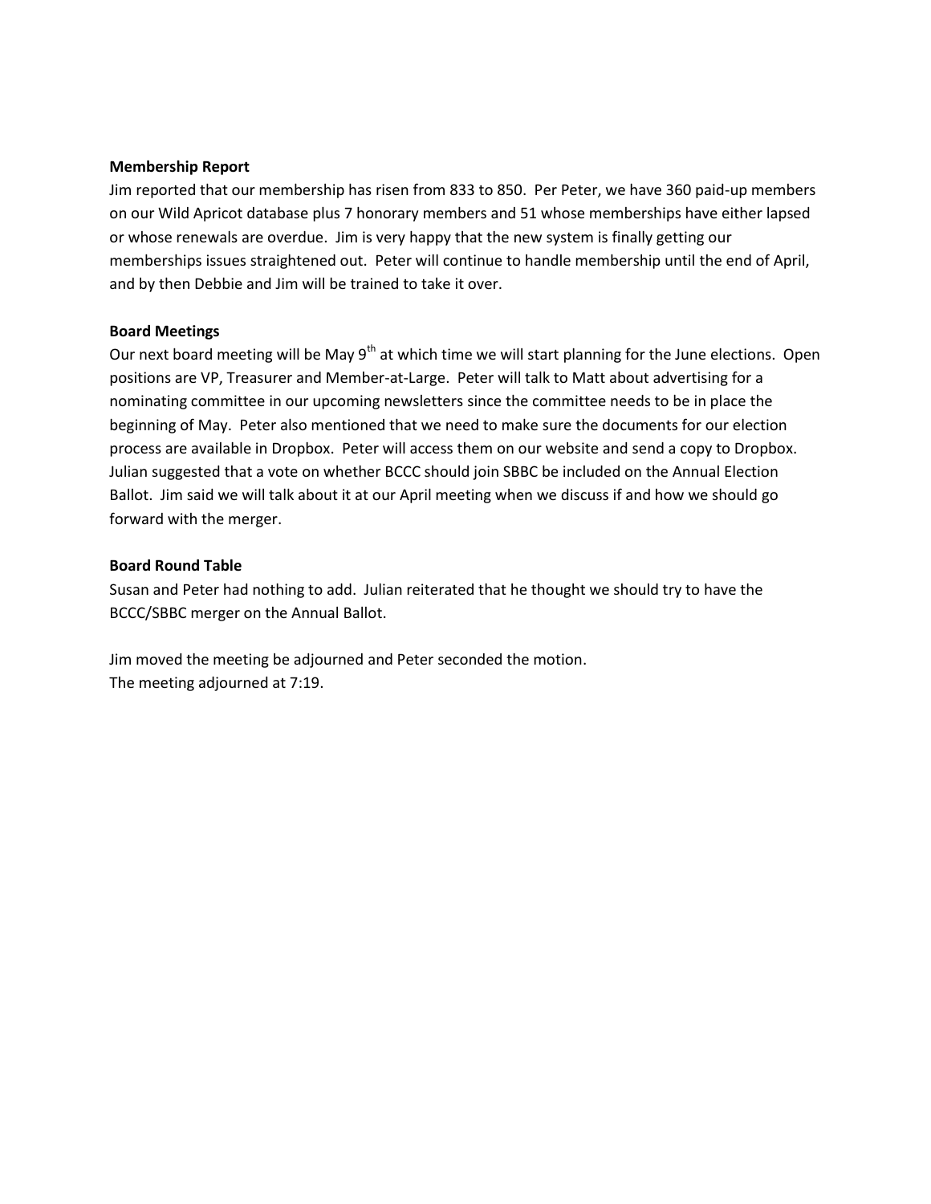**Membership Report**

Jim reported that our membership has risen from 833 to 850. Per Peter, we have 360 paid-up members on our Wild Apricot database plus 7 honorary members and 51 whose memberships have either lapsed or whose renewals are overdue. Jim is very happy that the new system is finally getting our memberships issues straightened out. Peter will continue to handle membership until the end of April, and by then Debbie and Jim will be trained to take it over.

**Board Meetings**

Our next board meeting will be May 9th at which time we will start planning for the June elections. Open positions are VP, Treasurer and Member-at-Large. Peter will talk to Matt about advertising for a nominating committee in our upcoming newsletters since the committee needs to be in place the beginning of May. Peter also mentioned that we need to make sure the documents for our election process are available in Dropbox. Peter will access them on our website and send a copy to Dropbox. Julian suggested that a vote on whether BCCC should join SBBC be included on the Annual Election Ballot. Jim said we will talk about it at our April meeting when we discuss if and how we should go forward with the merger.

**Board Round Table**

Susan and Peter had nothing to add. Julian reiterated that he thought we should try to have the BCCC/SBBC merger on the Annual Ballot.

Jim moved the meeting be adjourned and Peter seconded the motion.
The meeting adjourned at 7:19.